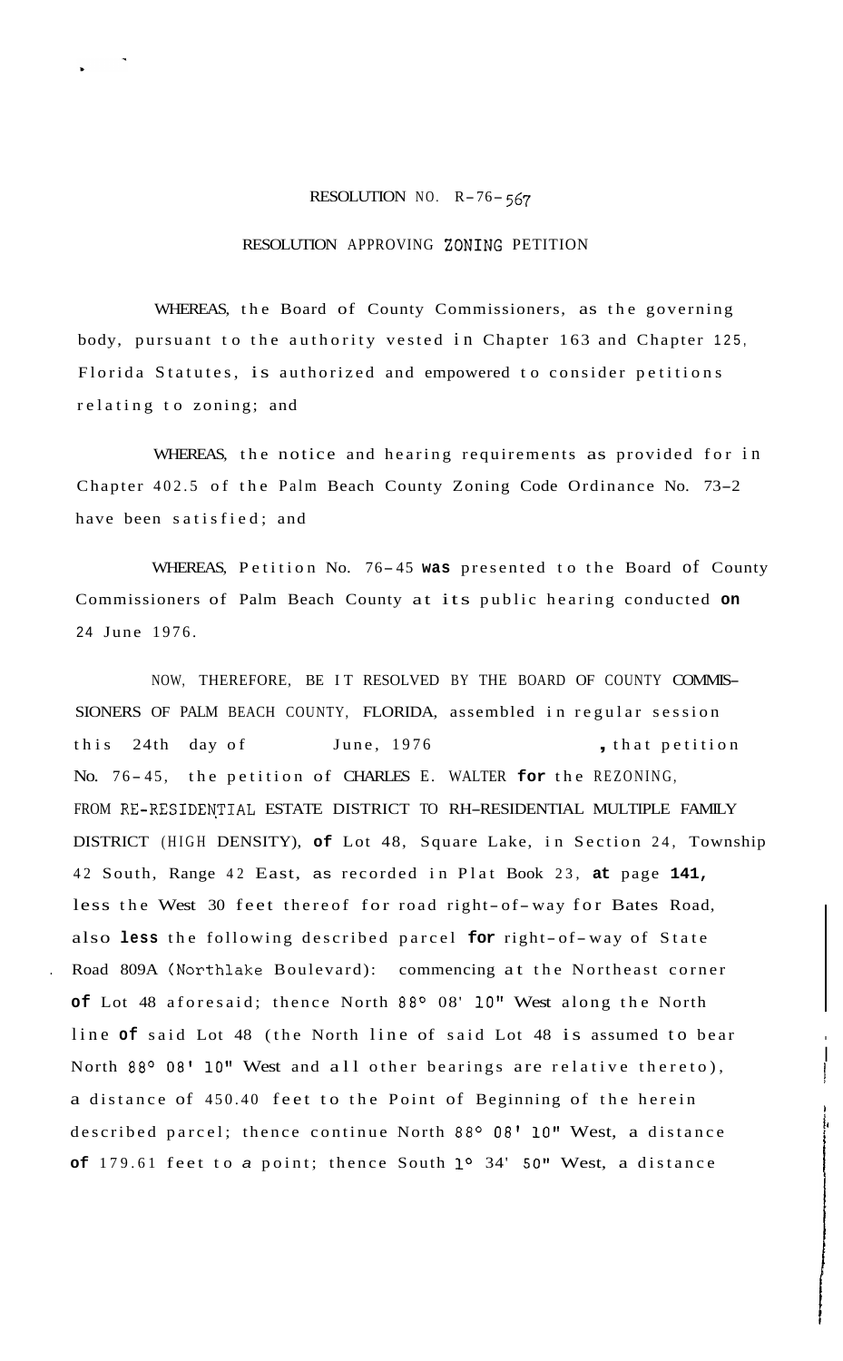# RESOLUTION NO. R-76-567

## RESOLUTION APPROVING ZONING PETITION

WHEREAS, the Board of County Commissioners, as the governing body, pursuant to the authority vested in Chapter 163 and Chapter 125, Florida Statutes, is authorized and empowered to consider petitions relating to zoning; and

WHEREAS, the notice and hearing requirements as provided for in Chapter 402.5 of the Palm Beach County Zoning Code Ordinance No. 73-2 have been satisfied; and

WHEREAS, Petition No. 76-45 was presented to the Board of County Commissioners of Palm Beach County at its public hearing conducted on 24 June 1976.

NOW, THEREFORE, BE IT RESOLVED BY THE BOARD OF COUNTY COMMISSIONERS OF PALM BEACH COUNTY, FLORIDA, assembled in regular session this 24th day of June, 1976, that petition No. 76-45, the petition of CHARLES E. WALTER for the REZONING, FROM RE-RESIDENTIAL ESTATE DISTRICT TO RH-RESIDENTIAL MULTIPLE FAMILY DISTRICT (HIGH DENSITY), of Lot 48, Square Lake, in Section 24, Township 42 South, Range 42 East, as recorded in Plat Book 23, at page 141, less the West 30 feet thereof for road right-of-way for Bates Road, also less the following described parcel for right-of-way of State Road 809A (Northlake Boulevard): commencing at the Northeast corner of Lot 48 aforesaid; thence North 88° 08' 10" West along the North line of said Lot 48 (the North line of said Lot 48 is assumed to bear North 88° 08' 10" West and all other bearings are relative thereto), a distance of 450.40 feet to the Point of Beginning of the herein described parcel; thence continue North 88° 08' 10" West, a distance of 179.61 feet to a point; thence South 1° 34' 50" West, a distance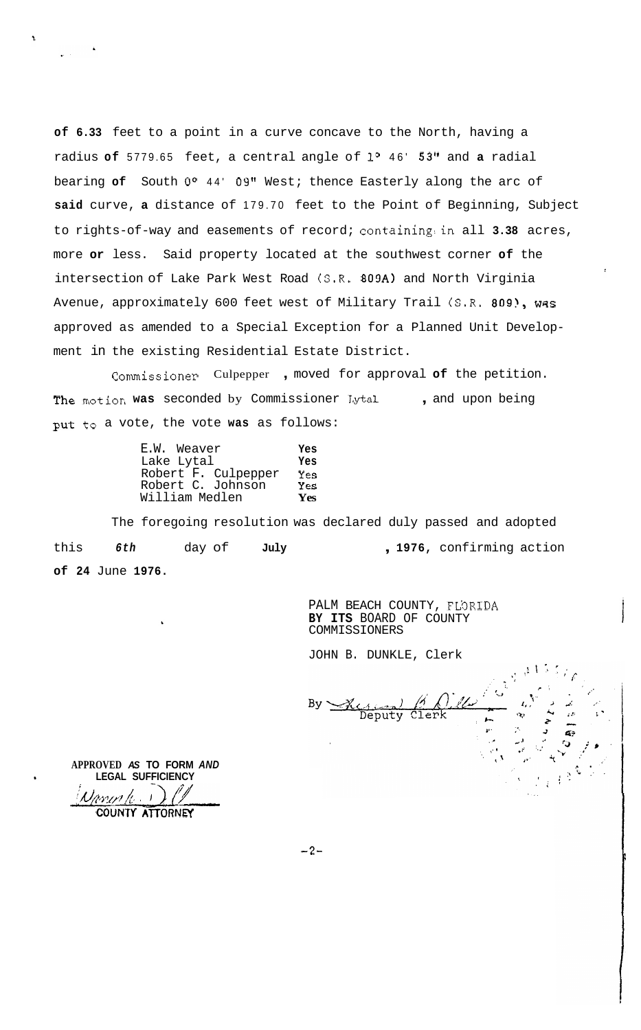of 6.33 feet to a point in a curve concave to the North, having a radius of 5779.65 feet, a central angle of 1° 46' 53" and a radial bearing of South 0° 44' 09" West; thence Easterly along the arc of said curve, a distance of 179.70 feet to the Point of Beginning, Subject to rights-of-way and easements of record; containing in all 3.38 acres, more or less. Said property located at the southwest corner of the intersection of Lake Park West Road (S.R. 809A) and North Virginia Avenue, approximately 600 feet west of Military Trail (S.R. 809), was approved as amended to a Special Exception for a Planned Unit Development in the existing Residential Estate District.

Commissioner Culpepper, moved for approval of the petition. The motion was seconded by Commissioner Lytal, and upon being put to a vote, the vote was as follows:

| | |
|---|---|
| E.W. Weaver | Yes |
| Lake Lytal | Yes |
| Robert F. Culpepper | Yes |
| Robert C. Johnson | Yes |
| William Medlen | Yes |

The foregoing resolution was declared duly passed and adopted this *6th* day of July, 1976, confirming action of 24 June 1976.

PALM BEACH COUNTY, FLORIDA
BY ITS BOARD OF COUNTY COMMISSIONERS

JOHN B. DUNKLE, Clerk

By ______________________
Deputy Clerk

APPROVED AS TO FORM AND LEGAL SUFFICIENCY

______________________
COUNTY ATTORNEY